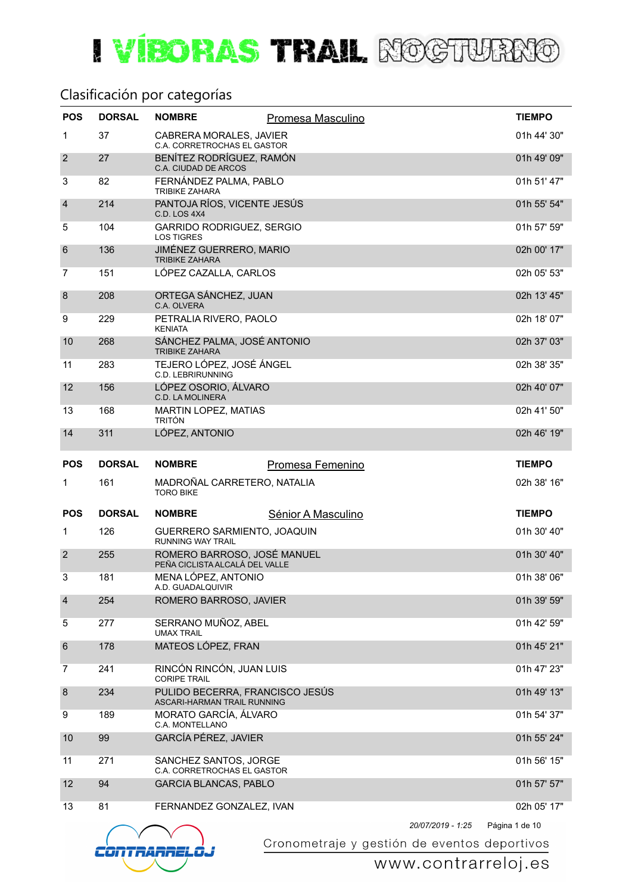# I VÍBORAS TRAIL NOCTURNO

## Clasificación por categorías

### Promesa Masculino

| POS | DORSAL | NOMBRE | TIEMPO |
|---|---|---|---|
| 1 | 37 | CABRERA MORALES, JAVIER<br>C.A. CORRETROCHAS EL GASTOR | 01h 44' 30" |
| 2 | 27 | BENÍTEZ RODRÍGUEZ, RAMÓN<br>C.A. CIUDAD DE ARCOS | 01h 49' 09" |
| 3 | 82 | FERNÁNDEZ PALMA, PABLO<br>TRIBIKE ZAHARA | 01h 51' 47" |
| 4 | 214 | PANTOJA RÍOS, VICENTE JESÚS<br>C.D. LOS 4X4 | 01h 55' 54" |
| 5 | 104 | GARRIDO RODRIGUEZ, SERGIO<br>LOS TIGRES | 01h 57' 59" |
| 6 | 136 | JIMÉNEZ GUERRERO, MARIO<br>TRIBIKE ZAHARA | 02h 00' 17" |
| 7 | 151 | LÓPEZ CAZALLA, CARLOS | 02h 05' 53" |
| 8 | 208 | ORTEGA SÁNCHEZ, JUAN<br>C.A. OLVERA | 02h 13' 45" |
| 9 | 229 | PETRALIA RIVERO, PAOLO<br>KENIATA | 02h 18' 07" |
| 10 | 268 | SÁNCHEZ PALMA, JOSÉ ANTONIO<br>TRIBIKE ZAHARA | 02h 37' 03" |
| 11 | 283 | TEJERO LÓPEZ, JOSÉ ÁNGEL<br>C.D. LEBRIRUNNING | 02h 38' 35" |
| 12 | 156 | LÓPEZ OSORIO, ÁLVARO<br>C.D. LA MOLINERA | 02h 40' 07" |
| 13 | 168 | MARTIN LOPEZ, MATIAS<br>TRITÓN | 02h 41' 50" |
| 14 | 311 | LÓPEZ, ANTONIO | 02h 46' 19" |

### Promesa Femenino

| POS | DORSAL | NOMBRE | TIEMPO |
|---|---|---|---|
| 1 | 161 | MADROÑAL CARRETERO, NATALIA<br>TORO BIKE | 02h 38' 16" |

### Sénior A Masculino

| POS | DORSAL | NOMBRE | TIEMPO |
|---|---|---|---|
| 1 | 126 | GUERRERO SARMIENTO, JOAQUIN<br>RUNNING WAY TRAIL | 01h 30' 40" |
| 2 | 255 | ROMERO BARROSO, JOSÉ MANUEL<br>PEÑA CICLISTA ALCALÁ DEL VALLE | 01h 30' 40" |
| 3 | 181 | MENA LÓPEZ, ANTONIO<br>A.D. GUADALQUIVIR | 01h 38' 06" |
| 4 | 254 | ROMERO BARROSO, JAVIER | 01h 39' 59" |
| 5 | 277 | SERRANO MUÑOZ, ABEL<br>UMAX TRAIL | 01h 42' 59" |
| 6 | 178 | MATEOS LÓPEZ, FRAN | 01h 45' 21" |
| 7 | 241 | RINCÓN RINCÓN, JUAN LUIS<br>CORIPE TRAIL | 01h 47' 23" |
| 8 | 234 | PULIDO BECERRA, FRANCISCO JESÚS<br>ASCARI-HARMAN TRAIL RUNNING | 01h 49' 13" |
| 9 | 189 | MORATO GARCÍA, ÁLVARO<br>C.A. MONTELLANO | 01h 54' 37" |
| 10 | 99 | GARCÍA PÉREZ, JAVIER | 01h 55' 24" |
| 11 | 271 | SANCHEZ SANTOS, JORGE<br>C.A. CORRETROCHAS EL GASTOR | 01h 56' 15" |
| 12 | 94 | GARCIA BLANCAS, PABLO | 01h 57' 57" |
| 13 | 81 | FERNANDEZ GONZALEZ, IVAN | 02h 05' 17" |

*20/07/2019 - 1:25*

CONTRARRELOJ — Cronometraje y gestión de eventos deportivos — www.contrarreloj.es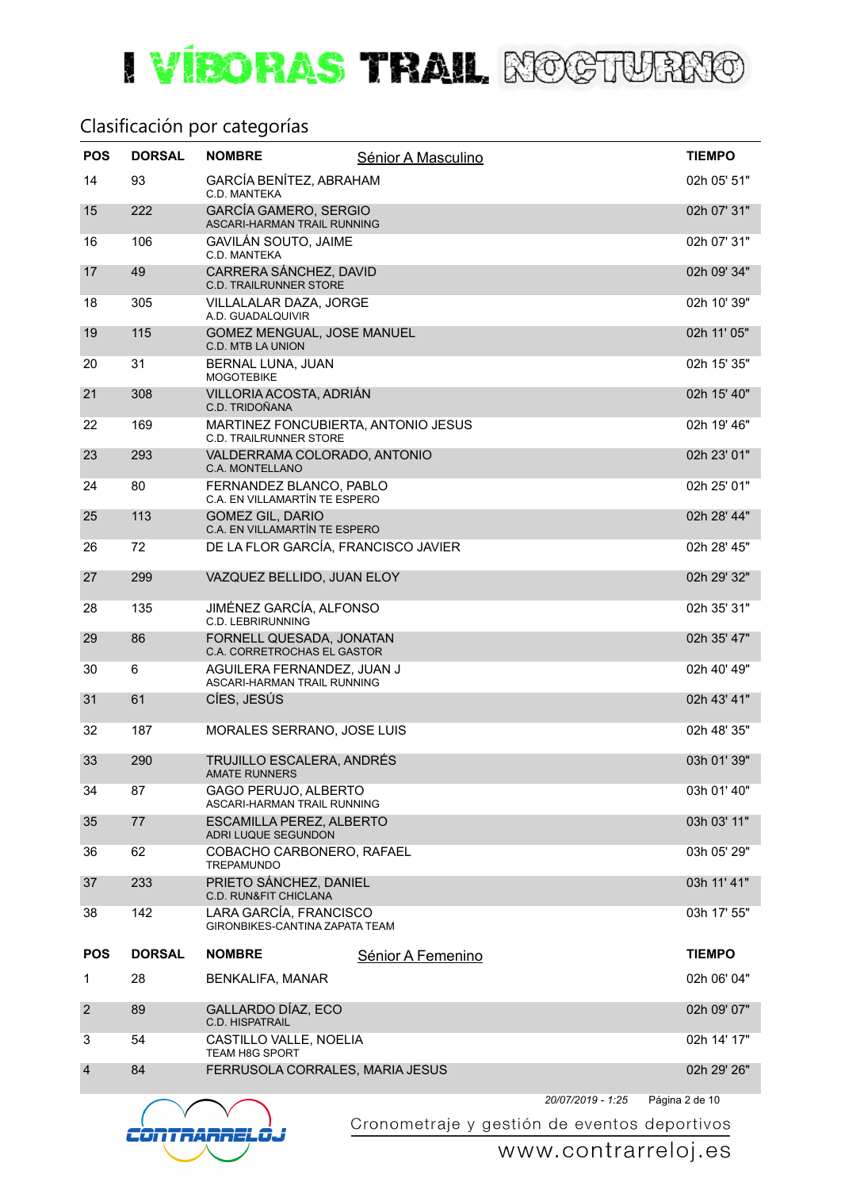# I VÍBORAS TRAIL NOCTURNO

## Clasificación por categorías

### Sénior A Masculino

| POS | DORSAL | NOMBRE | TIEMPO |
|---|---|---|---|
| 14 | 93 | GARCÍA BENÍTEZ, ABRAHAM<br>C.D. MANTEKA | 02h 05' 51" |
| 15 | 222 | GARCÍA GAMERO, SERGIO<br>ASCARI-HARMAN TRAIL RUNNING | 02h 07' 31" |
| 16 | 106 | GAVILÁN SOUTO, JAIME<br>C.D. MANTEKA | 02h 07' 31" |
| 17 | 49 | CARRERA SÁNCHEZ, DAVID<br>C.D. TRAILRUNNER STORE | 02h 09' 34" |
| 18 | 305 | VILLALALAR DAZA, JORGE<br>A.D. GUADALQUIVIR | 02h 10' 39" |
| 19 | 115 | GOMEZ MENGUAL, JOSE MANUEL<br>C.D. MTB LA UNION | 02h 11' 05" |
| 20 | 31 | BERNAL LUNA, JUAN<br>MOGOTEBIKE | 02h 15' 35" |
| 21 | 308 | VILLORIA ACOSTA, ADRIÁN<br>C.D. TRIDOÑANA | 02h 15' 40" |
| 22 | 169 | MARTINEZ FONCUBIERTA, ANTONIO JESUS<br>C.D. TRAILRUNNER STORE | 02h 19' 46" |
| 23 | 293 | VALDERRAMA COLORADO, ANTONIO<br>C.A. MONTELLANO | 02h 23' 01" |
| 24 | 80 | FERNANDEZ BLANCO, PABLO<br>C.A. EN VILLAMARTÍN TE ESPERO | 02h 25' 01" |
| 25 | 113 | GOMEZ GIL, DARIO<br>C.A. EN VILLAMARTÍN TE ESPERO | 02h 28' 44" |
| 26 | 72 | DE LA FLOR GARCÍA, FRANCISCO JAVIER | 02h 28' 45" |
| 27 | 299 | VAZQUEZ BELLIDO, JUAN ELOY | 02h 29' 32" |
| 28 | 135 | JIMÉNEZ GARCÍA, ALFONSO<br>C.D. LEBRIRUNNING | 02h 35' 31" |
| 29 | 86 | FORNELL QUESADA, JONATAN<br>C.A. CORRETROCHAS EL GASTOR | 02h 35' 47" |
| 30 | 6 | AGUILERA FERNANDEZ, JUAN J<br>ASCARI-HARMAN TRAIL RUNNING | 02h 40' 49" |
| 31 | 61 | CÍES, JESÚS | 02h 43' 41" |
| 32 | 187 | MORALES SERRANO, JOSE LUIS | 02h 48' 35" |
| 33 | 290 | TRUJILLO ESCALERA, ANDRÉS<br>AMATE RUNNERS | 03h 01' 39" |
| 34 | 87 | GAGO PERUJO, ALBERTO<br>ASCARI-HARMAN TRAIL RUNNING | 03h 01' 40" |
| 35 | 77 | ESCAMILLA PEREZ, ALBERTO<br>ADRI LUQUE SEGUNDON | 03h 03' 11" |
| 36 | 62 | COBACHO CARBONERO, RAFAEL<br>TREPAMUNDO | 03h 05' 29" |
| 37 | 233 | PRIETO SÁNCHEZ, DANIEL<br>C.D. RUN&FIT CHICLANA | 03h 11' 41" |
| 38 | 142 | LARA GARCÍA, FRANCISCO<br>GIRONBIKES-CANTINA ZAPATA TEAM | 03h 17' 55" |

### Sénior A Femenino

| POS | DORSAL | NOMBRE | TIEMPO |
|---|---|---|---|
| 1 | 28 | BENKALIFA, MANAR | 02h 06' 04" |
| 2 | 89 | GALLARDO DÍAZ, ECO<br>C.D. HISPATRAIL | 02h 09' 07" |
| 3 | 54 | CASTILLO VALLE, NOELIA<br>TEAM H8G SPORT | 02h 14' 17" |
| 4 | 84 | FERRUSOLA CORRALES, MARIA JESUS | 02h 29' 26" |

*20/07/2019 - 1:25*

Cronometraje y gestión de eventos deportivos
www.contrarreloj.es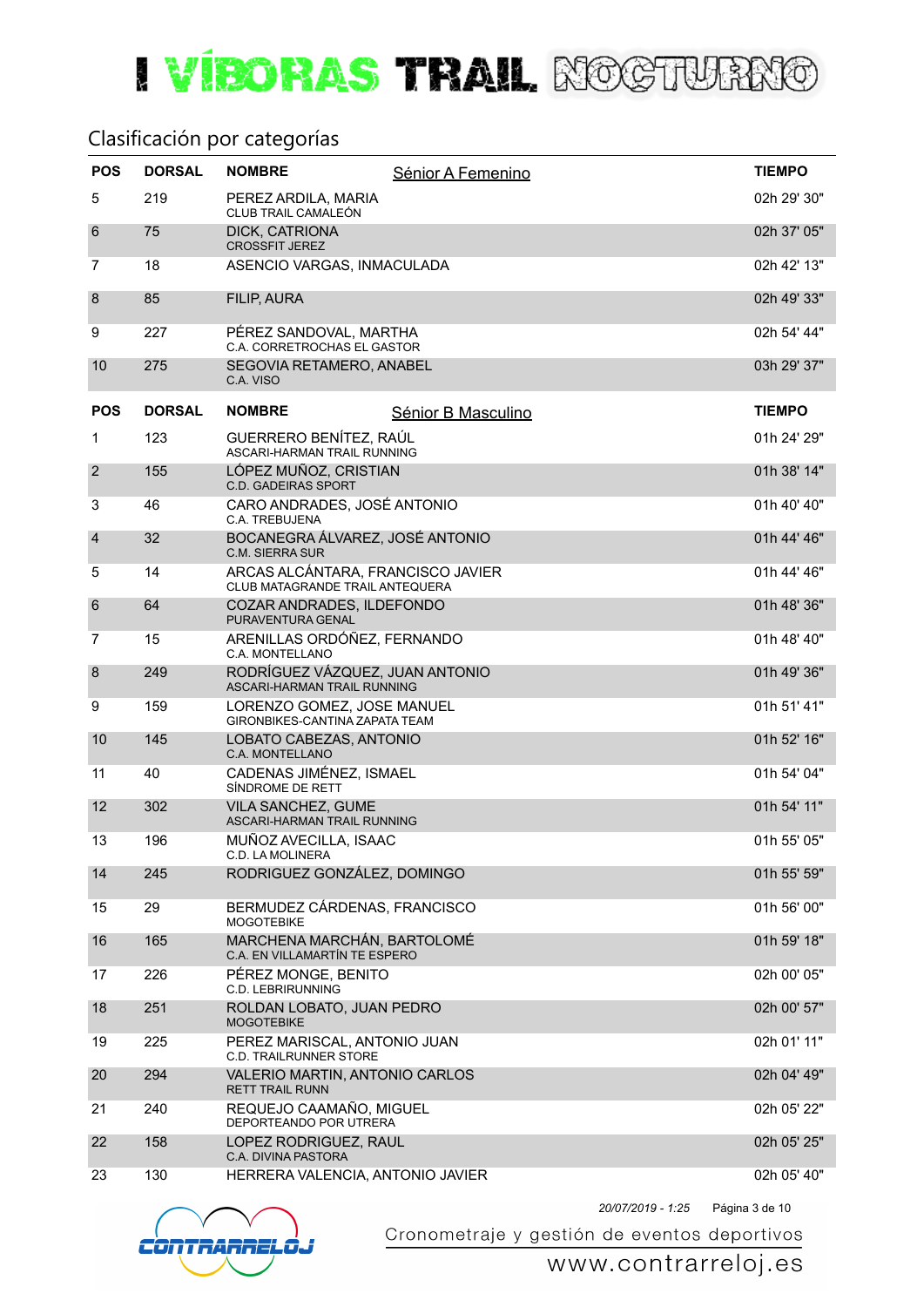# I VÍBORAS TRAIL NOCTURNO

## Clasificación por categorías

### Sénior A Femenino

| POS | DORSAL | NOMBRE | TIEMPO |
|---|---|---|---|
| 5 | 219 | PEREZ ARDILA, MARIA<br>CLUB TRAIL CAMALEÓN | 02h 29' 30" |
| 6 | 75 | DICK, CATRIONA<br>CROSSFIT JEREZ | 02h 37' 05" |
| 7 | 18 | ASENCIO VARGAS, INMACULADA | 02h 42' 13" |
| 8 | 85 | FILIP, AURA | 02h 49' 33" |
| 9 | 227 | PÉREZ SANDOVAL, MARTHA<br>C.A. CORRETROCHAS EL GASTOR | 02h 54' 44" |
| 10 | 275 | SEGOVIA RETAMERO, ANABEL<br>C.A. VISO | 03h 29' 37" |

### Sénior B Masculino

| POS | DORSAL | NOMBRE | TIEMPO |
|---|---|---|---|
| 1 | 123 | GUERRERO BENÍTEZ, RAÚL<br>ASCARI-HARMAN TRAIL RUNNING | 01h 24' 29" |
| 2 | 155 | LÓPEZ MUÑOZ, CRISTIAN<br>C.D. GADEIRAS SPORT | 01h 38' 14" |
| 3 | 46 | CARO ANDRADES, JOSÉ ANTONIO<br>C.A. TREBUJENA | 01h 40' 40" |
| 4 | 32 | BOCANEGRA ÁLVAREZ, JOSÉ ANTONIO<br>C.M. SIERRA SUR | 01h 44' 46" |
| 5 | 14 | ARCAS ALCÁNTARA, FRANCISCO JAVIER<br>CLUB MATAGRANDE TRAIL ANTEQUERA | 01h 44' 46" |
| 6 | 64 | COZAR ANDRADES, ILDEFONDO<br>PURAVENTURA GENAL | 01h 48' 36" |
| 7 | 15 | ARENILLAS ORDÓÑEZ, FERNANDO<br>C.A. MONTELLANO | 01h 48' 40" |
| 8 | 249 | RODRÍGUEZ VÁZQUEZ, JUAN ANTONIO<br>ASCARI-HARMAN TRAIL RUNNING | 01h 49' 36" |
| 9 | 159 | LORENZO GOMEZ, JOSE MANUEL<br>GIRONBIKES-CANTINA ZAPATA TEAM | 01h 51' 41" |
| 10 | 145 | LOBATO CABEZAS, ANTONIO<br>C.A. MONTELLANO | 01h 52' 16" |
| 11 | 40 | CADENAS JIMÉNEZ, ISMAEL<br>SÍNDROME DE RETT | 01h 54' 04" |
| 12 | 302 | VILA SANCHEZ, GUME<br>ASCARI-HARMAN TRAIL RUNNING | 01h 54' 11" |
| 13 | 196 | MUÑOZ AVECILLA, ISAAC<br>C.D. LA MOLINERA | 01h 55' 05" |
| 14 | 245 | RODRIGUEZ GONZÁLEZ, DOMINGO | 01h 55' 59" |
| 15 | 29 | BERMUDEZ CÁRDENAS, FRANCISCO<br>MOGOTEBIKE | 01h 56' 00" |
| 16 | 165 | MARCHENA MARCHÁN, BARTOLOMÉ<br>C.A. EN VILLAMARTÍN TE ESPERO | 01h 59' 18" |
| 17 | 226 | PÉREZ MONGE, BENITO<br>C.D. LEBRIRUNNING | 02h 00' 05" |
| 18 | 251 | ROLDAN LOBATO, JUAN PEDRO<br>MOGOTEBIKE | 02h 00' 57" |
| 19 | 225 | PEREZ MARISCAL, ANTONIO JUAN<br>C.D. TRAILRUNNER STORE | 02h 01' 11" |
| 20 | 294 | VALERIO MARTIN, ANTONIO CARLOS<br>RETT TRAIL RUNN | 02h 04' 49" |
| 21 | 240 | REQUEJO CAAMAÑO, MIGUEL<br>DEPORTEANDO POR UTRERA | 02h 05' 22" |
| 22 | 158 | LOPEZ RODRIGUEZ, RAUL<br>C.A. DIVINA PASTORA | 02h 05' 25" |
| 23 | 130 | HERRERA VALENCIA, ANTONIO JAVIER | 02h 05' 40" |

*20/07/2019 - 1:25*

Cronometraje y gestión de eventos deportivos
www.contrarreloj.es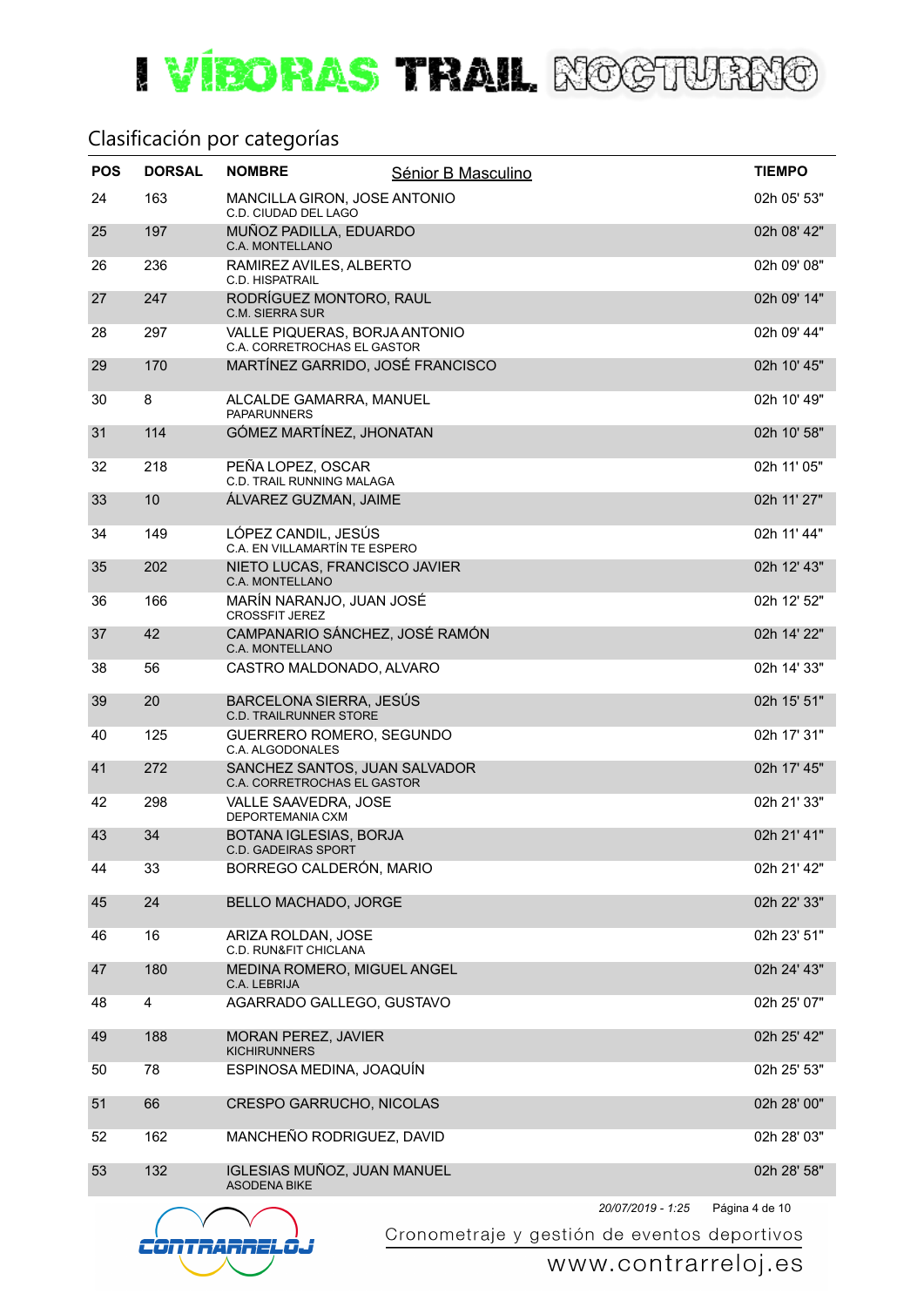# I VÍBORAS TRAIL NOCTURNO

## Clasificación por categorías

**Sénior B Masculino**

| POS | DORSAL | NOMBRE | TIEMPO |
|---|---|---|---|
| 24 | 163 | MANCILLA GIRON, JOSE ANTONIO<br>C.D. CIUDAD DEL LAGO | 02h 05' 53" |
| 25 | 197 | MUÑOZ PADILLA, EDUARDO<br>C.A. MONTELLANO | 02h 08' 42" |
| 26 | 236 | RAMIREZ AVILES, ALBERTO<br>C.D. HISPATRAIL | 02h 09' 08" |
| 27 | 247 | RODRÍGUEZ MONTORO, RAUL<br>C.M. SIERRA SUR | 02h 09' 14" |
| 28 | 297 | VALLE PIQUERAS, BORJA ANTONIO<br>C.A. CORRETROCHAS EL GASTOR | 02h 09' 44" |
| 29 | 170 | MARTÍNEZ GARRIDO, JOSÉ FRANCISCO | 02h 10' 45" |
| 30 | 8 | ALCALDE GAMARRA, MANUEL<br>PAPARUNNERS | 02h 10' 49" |
| 31 | 114 | GÓMEZ MARTÍNEZ, JHONATAN | 02h 10' 58" |
| 32 | 218 | PEÑA LOPEZ, OSCAR<br>C.D. TRAIL RUNNING MALAGA | 02h 11' 05" |
| 33 | 10 | ÁLVAREZ GUZMAN, JAIME | 02h 11' 27" |
| 34 | 149 | LÓPEZ CANDIL, JESÚS<br>C.A. EN VILLAMARTÍN TE ESPERO | 02h 11' 44" |
| 35 | 202 | NIETO LUCAS, FRANCISCO JAVIER<br>C.A. MONTELLANO | 02h 12' 43" |
| 36 | 166 | MARÍN NARANJO, JUAN JOSÉ<br>CROSSFIT JEREZ | 02h 12' 52" |
| 37 | 42 | CAMPANARIO SÁNCHEZ, JOSÉ RAMÓN<br>C.A. MONTELLANO | 02h 14' 22" |
| 38 | 56 | CASTRO MALDONADO, ALVARO | 02h 14' 33" |
| 39 | 20 | BARCELONA SIERRA, JESÚS<br>C.D. TRAILRUNNER STORE | 02h 15' 51" |
| 40 | 125 | GUERRERO ROMERO, SEGUNDO<br>C.A. ALGODONALES | 02h 17' 31" |
| 41 | 272 | SANCHEZ SANTOS, JUAN SALVADOR<br>C.A. CORRETROCHAS EL GASTOR | 02h 17' 45" |
| 42 | 298 | VALLE SAAVEDRA, JOSE<br>DEPORTEMANIA CXM | 02h 21' 33" |
| 43 | 34 | BOTANA IGLESIAS, BORJA<br>C.D. GADEIRAS SPORT | 02h 21' 41" |
| 44 | 33 | BORREGO CALDERÓN, MARIO | 02h 21' 42" |
| 45 | 24 | BELLO MACHADO, JORGE | 02h 22' 33" |
| 46 | 16 | ARIZA ROLDAN, JOSE<br>C.D. RUN&FIT CHICLANA | 02h 23' 51" |
| 47 | 180 | MEDINA ROMERO, MIGUEL ANGEL<br>C.A. LEBRIJA | 02h 24' 43" |
| 48 | 4 | AGARRADO GALLEGO, GUSTAVO | 02h 25' 07" |
| 49 | 188 | MORAN PEREZ, JAVIER<br>KICHIRUNNERS | 02h 25' 42" |
| 50 | 78 | ESPINOSA MEDINA, JOAQUÍN | 02h 25' 53" |
| 51 | 66 | CRESPO GARRUCHO, NICOLAS | 02h 28' 00" |
| 52 | 162 | MANCHEÑO RODRIGUEZ, DAVID | 02h 28' 03" |
| 53 | 132 | IGLESIAS MUÑOZ, JUAN MANUEL<br>ASODENA BIKE | 02h 28' 58" |

*20/07/2019 - 1:25*

CONTRARRELOJ — Cronometraje y gestión de eventos deportivos — www.contrarreloj.es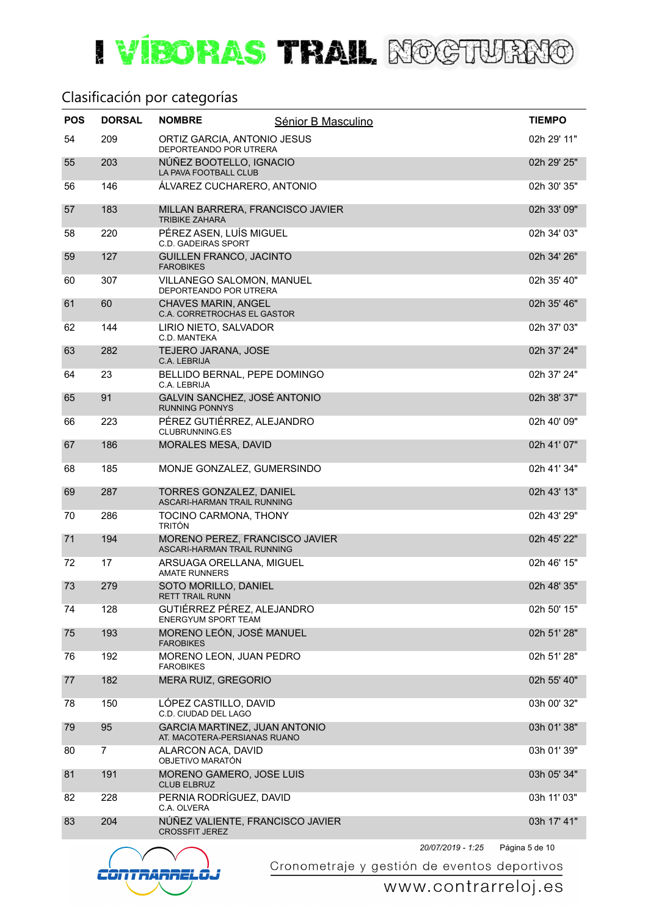# I VÍBORAS TRAIL NOCTURNO

## Clasificación por categorías

### Sénior B Masculino

| POS | DORSAL | NOMBRE | TIEMPO |
|---|---|---|---|
| 54 | 209 | ORTIZ GARCIA, ANTONIO JESUS<br>DEPORTEANDO POR UTRERA | 02h 29' 11" |
| 55 | 203 | NÚÑEZ BOOTELLO, IGNACIO<br>LA PAVA FOOTBALL CLUB | 02h 29' 25" |
| 56 | 146 | ÁLVAREZ CUCHARERO, ANTONIO | 02h 30' 35" |
| 57 | 183 | MILLAN BARRERA, FRANCISCO JAVIER<br>TRIBIKE ZAHARA | 02h 33' 09" |
| 58 | 220 | PÉREZ ASEN, LUÍS MIGUEL<br>C.D. GADEIRAS SPORT | 02h 34' 03" |
| 59 | 127 | GUILLEN FRANCO, JACINTO<br>FAROBIKES | 02h 34' 26" |
| 60 | 307 | VILLANEGO SALOMON, MANUEL<br>DEPORTEANDO POR UTRERA | 02h 35' 40" |
| 61 | 60 | CHAVES MARIN, ANGEL<br>C.A. CORRETROCHAS EL GASTOR | 02h 35' 46" |
| 62 | 144 | LIRIO NIETO, SALVADOR<br>C.D. MANTEKA | 02h 37' 03" |
| 63 | 282 | TEJERO JARANA, JOSE<br>C.A. LEBRIJA | 02h 37' 24" |
| 64 | 23 | BELLIDO BERNAL, PEPE DOMINGO<br>C.A. LEBRIJA | 02h 37' 24" |
| 65 | 91 | GALVIN SANCHEZ, JOSÉ ANTONIO<br>RUNNING PONNYS | 02h 38' 37" |
| 66 | 223 | PÉREZ GUTIÉRREZ, ALEJANDRO<br>CLUBRUNNING.ES | 02h 40' 09" |
| 67 | 186 | MORALES MESA, DAVID | 02h 41' 07" |
| 68 | 185 | MONJE GONZALEZ, GUMERSINDO | 02h 41' 34" |
| 69 | 287 | TORRES GONZALEZ, DANIEL<br>ASCARI-HARMAN TRAIL RUNNING | 02h 43' 13" |
| 70 | 286 | TOCINO CARMONA, THONY<br>TRITÓN | 02h 43' 29" |
| 71 | 194 | MORENO PEREZ, FRANCISCO JAVIER<br>ASCARI-HARMAN TRAIL RUNNING | 02h 45' 22" |
| 72 | 17 | ARSUAGA ORELLANA, MIGUEL<br>AMATE RUNNERS | 02h 46' 15" |
| 73 | 279 | SOTO MORILLO, DANIEL<br>RETT TRAIL RUNN | 02h 48' 35" |
| 74 | 128 | GUTIÉRREZ PÉREZ, ALEJANDRO<br>ENERGYUM SPORT TEAM | 02h 50' 15" |
| 75 | 193 | MORENO LEÓN, JOSÉ MANUEL<br>FAROBIKES | 02h 51' 28" |
| 76 | 192 | MORENO LEON, JUAN PEDRO<br>FAROBIKES | 02h 51' 28" |
| 77 | 182 | MERA RUIZ, GREGORIO | 02h 55' 40" |
| 78 | 150 | LÓPEZ CASTILLO, DAVID<br>C.D. CIUDAD DEL LAGO | 03h 00' 32" |
| 79 | 95 | GARCIA MARTINEZ, JUAN ANTONIO<br>AT. MACOTERA-PERSIANAS RUANO | 03h 01' 38" |
| 80 | 7 | ALARCON ACA, DAVID<br>OBJETIVO MARATÓN | 03h 01' 39" |
| 81 | 191 | MORENO GAMERO, JOSE LUIS<br>CLUB ELBRUZ | 03h 05' 34" |
| 82 | 228 | PERNIA RODRÍGUEZ, DAVID<br>C.A. OLVERA | 03h 11' 03" |
| 83 | 204 | NÚÑEZ VALIENTE, FRANCISCO JAVIER<br>CROSSFIT JEREZ | 03h 17' 41" |

*20/07/2019 - 1:25*

Cronometraje y gestión de eventos deportivos

www.contrarreloj.es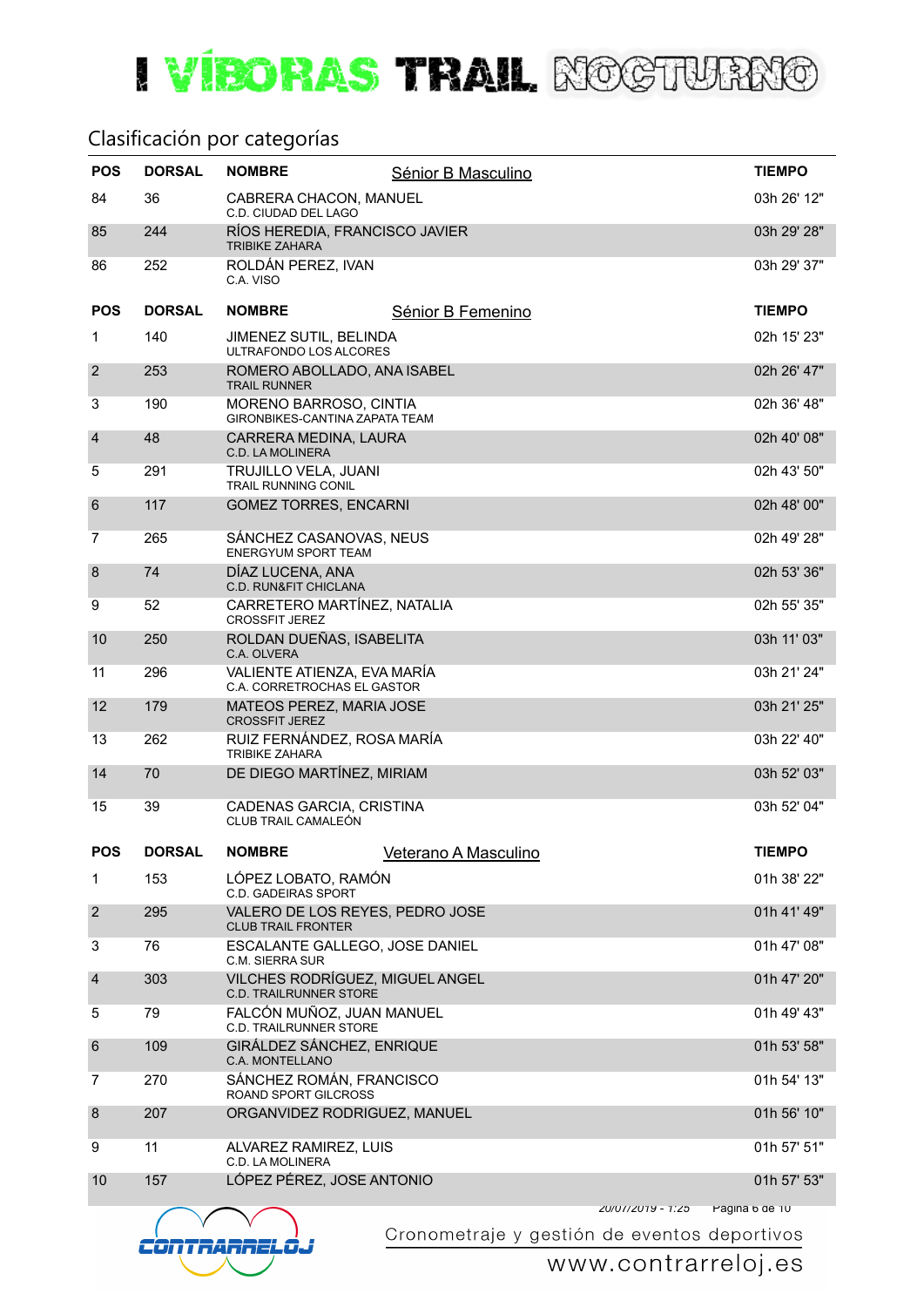# I VÍBORAS TRAIL NOCTURNO

## Clasificación por categorías

### Sénior B Masculino

| POS | DORSAL | NOMBRE | TIEMPO |
|---|---|---|---|
| 84 | 36 | CABRERA CHACON, MANUEL<br>C.D. CIUDAD DEL LAGO | 03h 26' 12" |
| 85 | 244 | RÍOS HEREDIA, FRANCISCO JAVIER<br>TRIBIKE ZAHARA | 03h 29' 28" |
| 86 | 252 | ROLDÁN PEREZ, IVAN<br>C.A. VISO | 03h 29' 37" |

### Sénior B Femenino

| POS | DORSAL | NOMBRE | TIEMPO |
|---|---|---|---|
| 1 | 140 | JIMENEZ SUTIL, BELINDA<br>ULTRAFONDO LOS ALCORES | 02h 15' 23" |
| 2 | 253 | ROMERO ABOLLADO, ANA ISABEL<br>TRAIL RUNNER | 02h 26' 47" |
| 3 | 190 | MORENO BARROSO, CINTIA<br>GIRONBIKES-CANTINA ZAPATA TEAM | 02h 36' 48" |
| 4 | 48 | CARRERA MEDINA, LAURA<br>C.D. LA MOLINERA | 02h 40' 08" |
| 5 | 291 | TRUJILLO VELA, JUANI<br>TRAIL RUNNING CONIL | 02h 43' 50" |
| 6 | 117 | GOMEZ TORRES, ENCARNI | 02h 48' 00" |
| 7 | 265 | SÁNCHEZ CASANOVAS, NEUS<br>ENERGYUM SPORT TEAM | 02h 49' 28" |
| 8 | 74 | DÍAZ LUCENA, ANA<br>C.D. RUN&FIT CHICLANA | 02h 53' 36" |
| 9 | 52 | CARRETERO MARTÍNEZ, NATALIA<br>CROSSFIT JEREZ | 02h 55' 35" |
| 10 | 250 | ROLDAN DUEÑAS, ISABELITA<br>C.A. OLVERA | 03h 11' 03" |
| 11 | 296 | VALIENTE ATIENZA, EVA MARÍA<br>C.A. CORRETROCHAS EL GASTOR | 03h 21' 24" |
| 12 | 179 | MATEOS PEREZ, MARIA JOSE<br>CROSSFIT JEREZ | 03h 21' 25" |
| 13 | 262 | RUIZ FERNÁNDEZ, ROSA MARÍA<br>TRIBIKE ZAHARA | 03h 22' 40" |
| 14 | 70 | DE DIEGO MARTÍNEZ, MIRIAM | 03h 52' 03" |
| 15 | 39 | CADENAS GARCIA, CRISTINA<br>CLUB TRAIL CAMALEÓN | 03h 52' 04" |

### Veterano A Masculino

| POS | DORSAL | NOMBRE | TIEMPO |
|---|---|---|---|
| 1 | 153 | LÓPEZ LOBATO, RAMÓN<br>C.D. GADEIRAS SPORT | 01h 38' 22" |
| 2 | 295 | VALERO DE LOS REYES, PEDRO JOSE<br>CLUB TRAIL FRONTER | 01h 41' 49" |
| 3 | 76 | ESCALANTE GALLEGO, JOSE DANIEL<br>C.M. SIERRA SUR | 01h 47' 08" |
| 4 | 303 | VILCHES RODRÍGUEZ, MIGUEL ANGEL<br>C.D. TRAILRUNNER STORE | 01h 47' 20" |
| 5 | 79 | FALCÓN MUÑOZ, JUAN MANUEL<br>C.D. TRAILRUNNER STORE | 01h 49' 43" |
| 6 | 109 | GIRÁLDEZ SÁNCHEZ, ENRIQUE<br>C.A. MONTELLANO | 01h 53' 58" |
| 7 | 270 | SÁNCHEZ ROMÁN, FRANCISCO<br>ROAND SPORT GILCROSS | 01h 54' 13" |
| 8 | 207 | ORGANVIDEZ RODRIGUEZ, MANUEL | 01h 56' 10" |
| 9 | 11 | ALVAREZ RAMIREZ, LUIS<br>C.D. LA MOLINERA | 01h 57' 51" |
| 10 | 157 | LÓPEZ PÉREZ, JOSE ANTONIO | 01h 57' 53" |

20/07/2019 - 1:25

Cronometraje y gestión de eventos deportivos

www.contrarreloj.es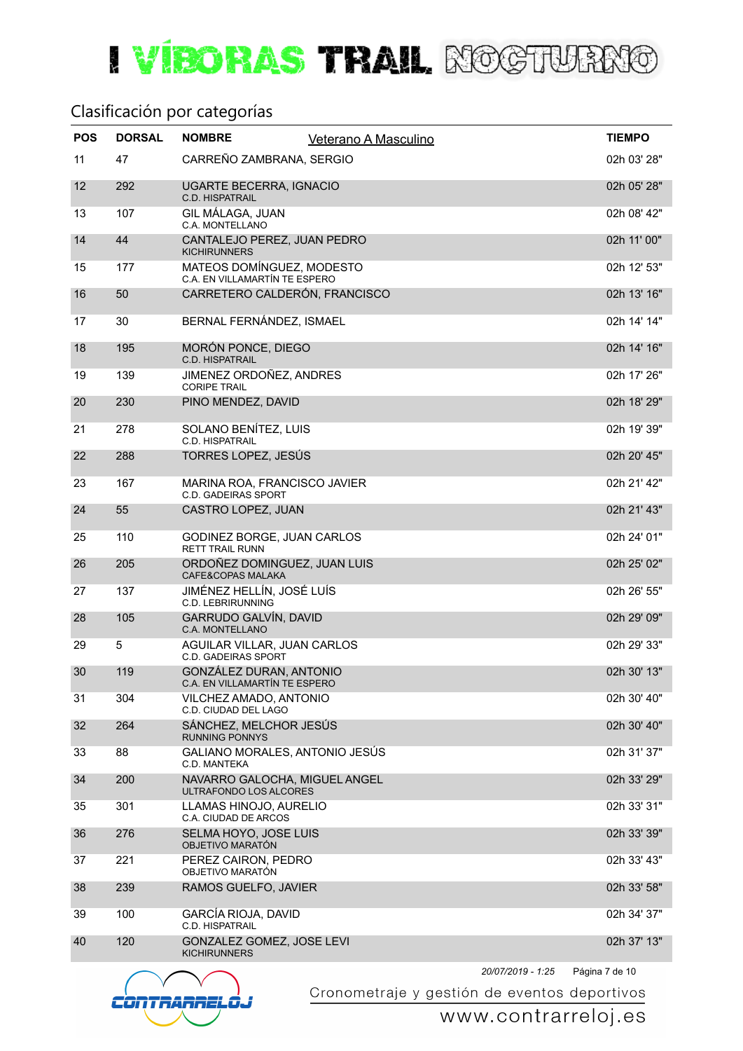# I VÍBORAS TRAIL NOCTURNO

## Clasificación por categorías

### Veterano A Masculino

| POS | DORSAL | NOMBRE | TIEMPO |
|---|---|---|---|
| 11 | 47 | CARREÑO ZAMBRANA, SERGIO | 02h 03' 28" |
| 12 | 292 | UGARTE BECERRA, IGNACIO<br>C.D. HISPATRAIL | 02h 05' 28" |
| 13 | 107 | GIL MÁLAGA, JUAN<br>C.A. MONTELLANO | 02h 08' 42" |
| 14 | 44 | CANTALEJO PEREZ, JUAN PEDRO<br>KICHIRUNNERS | 02h 11' 00" |
| 15 | 177 | MATEOS DOMÍNGUEZ, MODESTO<br>C.A. EN VILLAMARTÍN TE ESPERO | 02h 12' 53" |
| 16 | 50 | CARRETERO CALDERÓN, FRANCISCO | 02h 13' 16" |
| 17 | 30 | BERNAL FERNÁNDEZ, ISMAEL | 02h 14' 14" |
| 18 | 195 | MORÓN PONCE, DIEGO<br>C.D. HISPATRAIL | 02h 14' 16" |
| 19 | 139 | JIMENEZ ORDOÑEZ, ANDRES<br>CORIPE TRAIL | 02h 17' 26" |
| 20 | 230 | PINO MENDEZ, DAVID | 02h 18' 29" |
| 21 | 278 | SOLANO BENÍTEZ, LUIS<br>C.D. HISPATRAIL | 02h 19' 39" |
| 22 | 288 | TORRES LOPEZ, JESÚS | 02h 20' 45" |
| 23 | 167 | MARINA ROA, FRANCISCO JAVIER<br>C.D. GADEIRAS SPORT | 02h 21' 42" |
| 24 | 55 | CASTRO LOPEZ, JUAN | 02h 21' 43" |
| 25 | 110 | GODINEZ BORGE, JUAN CARLOS<br>RETT TRAIL RUNN | 02h 24' 01" |
| 26 | 205 | ORDOÑEZ DOMINGUEZ, JUAN LUIS<br>CAFE&COPAS MALAKA | 02h 25' 02" |
| 27 | 137 | JIMÉNEZ HELLÍN, JOSÉ LUÍS<br>C.D. LEBRIRUNNING | 02h 26' 55" |
| 28 | 105 | GARRUDO GALVÍN, DAVID<br>C.A. MONTELLANO | 02h 29' 09" |
| 29 | 5 | AGUILAR VILLAR, JUAN CARLOS<br>C.D. GADEIRAS SPORT | 02h 29' 33" |
| 30 | 119 | GONZÁLEZ DURAN, ANTONIO<br>C.A. EN VILLAMARTÍN TE ESPERO | 02h 30' 13" |
| 31 | 304 | VILCHEZ AMADO, ANTONIO<br>C.D. CIUDAD DEL LAGO | 02h 30' 40" |
| 32 | 264 | SÁNCHEZ, MELCHOR JESÚS<br>RUNNING PONNYS | 02h 30' 40" |
| 33 | 88 | GALIANO MORALES, ANTONIO JESÚS<br>C.D. MANTEKA | 02h 31' 37" |
| 34 | 200 | NAVARRO GALOCHA, MIGUEL ANGEL<br>ULTRAFONDO LOS ALCORES | 02h 33' 29" |
| 35 | 301 | LLAMAS HINOJO, AURELIO<br>C.A. CIUDAD DE ARCOS | 02h 33' 31" |
| 36 | 276 | SELMA HOYO, JOSE LUIS<br>OBJETIVO MARATÓN | 02h 33' 39" |
| 37 | 221 | PEREZ CAIRON, PEDRO<br>OBJETIVO MARATÓN | 02h 33' 43" |
| 38 | 239 | RAMOS GUELFO, JAVIER | 02h 33' 58" |
| 39 | 100 | GARCÍA RIOJA, DAVID<br>C.D. HISPATRAIL | 02h 34' 37" |
| 40 | 120 | GONZALEZ GOMEZ, JOSE LEVI<br>KICHIRUNNERS | 02h 37' 13" |

*20/07/2019 - 1:25*

CONTRARRELOJ — Cronometraje y gestión de eventos deportivos — www.contrarreloj.es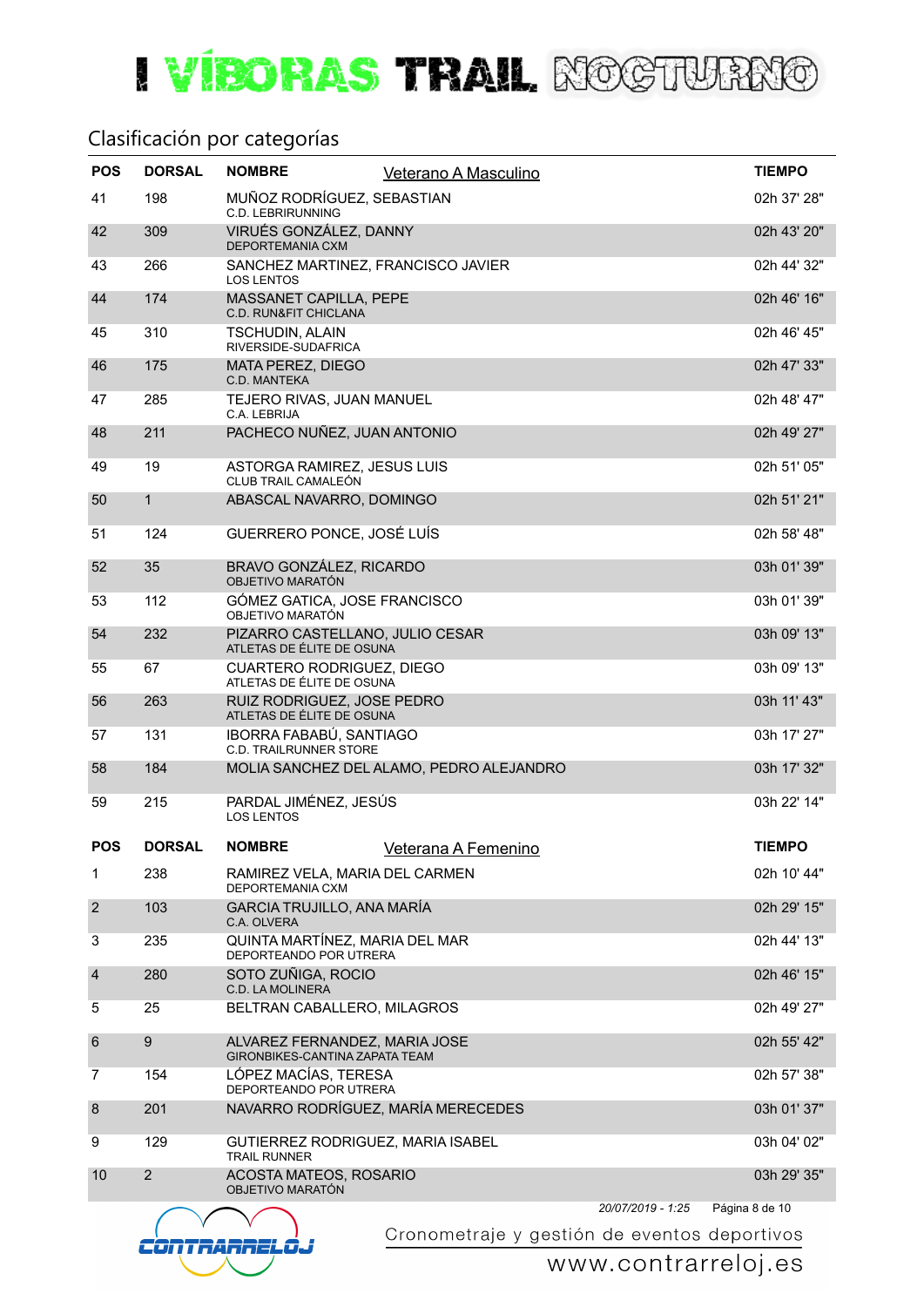# I VÍBORAS TRAIL NOCTURNO

## Clasificación por categorías

### Veterano A Masculino

| POS | DORSAL | NOMBRE | TIEMPO |
|---|---|---|---|
| 41 | 198 | MUÑOZ RODRÍGUEZ, SEBASTIAN<br>C.D. LEBRIRUNNING | 02h 37' 28" |
| 42 | 309 | VIRUÉS GONZÁLEZ, DANNY<br>DEPORTEMANIA CXM | 02h 43' 20" |
| 43 | 266 | SANCHEZ MARTINEZ, FRANCISCO JAVIER<br>LOS LENTOS | 02h 44' 32" |
| 44 | 174 | MASSANET CAPILLA, PEPE<br>C.D. RUN&FIT CHICLANA | 02h 46' 16" |
| 45 | 310 | TSCHUDIN, ALAIN<br>RIVERSIDE-SUDAFRICA | 02h 46' 45" |
| 46 | 175 | MATA PEREZ, DIEGO<br>C.D. MANTEKA | 02h 47' 33" |
| 47 | 285 | TEJERO RIVAS, JUAN MANUEL<br>C.A. LEBRIJA | 02h 48' 47" |
| 48 | 211 | PACHECO NUÑEZ, JUAN ANTONIO | 02h 49' 27" |
| 49 | 19 | ASTORGA RAMIREZ, JESUS LUIS<br>CLUB TRAIL CAMALEÓN | 02h 51' 05" |
| 50 | 1 | ABASCAL NAVARRO, DOMINGO | 02h 51' 21" |
| 51 | 124 | GUERRERO PONCE, JOSÉ LUÍS | 02h 58' 48" |
| 52 | 35 | BRAVO GONZÁLEZ, RICARDO<br>OBJETIVO MARATÓN | 03h 01' 39" |
| 53 | 112 | GÓMEZ GATICA, JOSE FRANCISCO<br>OBJETIVO MARATÓN | 03h 01' 39" |
| 54 | 232 | PIZARRO CASTELLANO, JULIO CESAR<br>ATLETAS DE ÉLITE DE OSUNA | 03h 09' 13" |
| 55 | 67 | CUARTERO RODRIGUEZ, DIEGO<br>ATLETAS DE ÉLITE DE OSUNA | 03h 09' 13" |
| 56 | 263 | RUIZ RODRIGUEZ, JOSE PEDRO<br>ATLETAS DE ÉLITE DE OSUNA | 03h 11' 43" |
| 57 | 131 | IBORRA FABABÚ, SANTIAGO<br>C.D. TRAILRUNNER STORE | 03h 17' 27" |
| 58 | 184 | MOLIA SANCHEZ DEL ALAMO, PEDRO ALEJANDRO | 03h 17' 32" |
| 59 | 215 | PARDAL JIMÉNEZ, JESÚS<br>LOS LENTOS | 03h 22' 14" |

### Veterana A Femenino

| POS | DORSAL | NOMBRE | TIEMPO |
|---|---|---|---|
| 1 | 238 | RAMIREZ VELA, MARIA DEL CARMEN<br>DEPORTEMANIA CXM | 02h 10' 44" |
| 2 | 103 | GARCIA TRUJILLO, ANA MARÍA<br>C.A. OLVERA | 02h 29' 15" |
| 3 | 235 | QUINTA MARTÍNEZ, MARIA DEL MAR<br>DEPORTEANDO POR UTRERA | 02h 44' 13" |
| 4 | 280 | SOTO ZUÑIGA, ROCIO<br>C.D. LA MOLINERA | 02h 46' 15" |
| 5 | 25 | BELTRAN CABALLERO, MILAGROS | 02h 49' 27" |
| 6 | 9 | ALVAREZ FERNANDEZ, MARIA JOSE<br>GIRONBIKES-CANTINA ZAPATA TEAM | 02h 55' 42" |
| 7 | 154 | LÓPEZ MACÍAS, TERESA<br>DEPORTEANDO POR UTRERA | 02h 57' 38" |
| 8 | 201 | NAVARRO RODRÍGUEZ, MARÍA MERECEDES | 03h 01' 37" |
| 9 | 129 | GUTIERREZ RODRIGUEZ, MARIA ISABEL<br>TRAIL RUNNER | 03h 04' 02" |
| 10 | 2 | ACOSTA MATEOS, ROSARIO<br>OBJETIVO MARATÓN | 03h 29' 35" |

*20/07/2019 - 1:25*

CONTRARRELOJ — Cronometraje y gestión de eventos deportivos — www.contrarreloj.es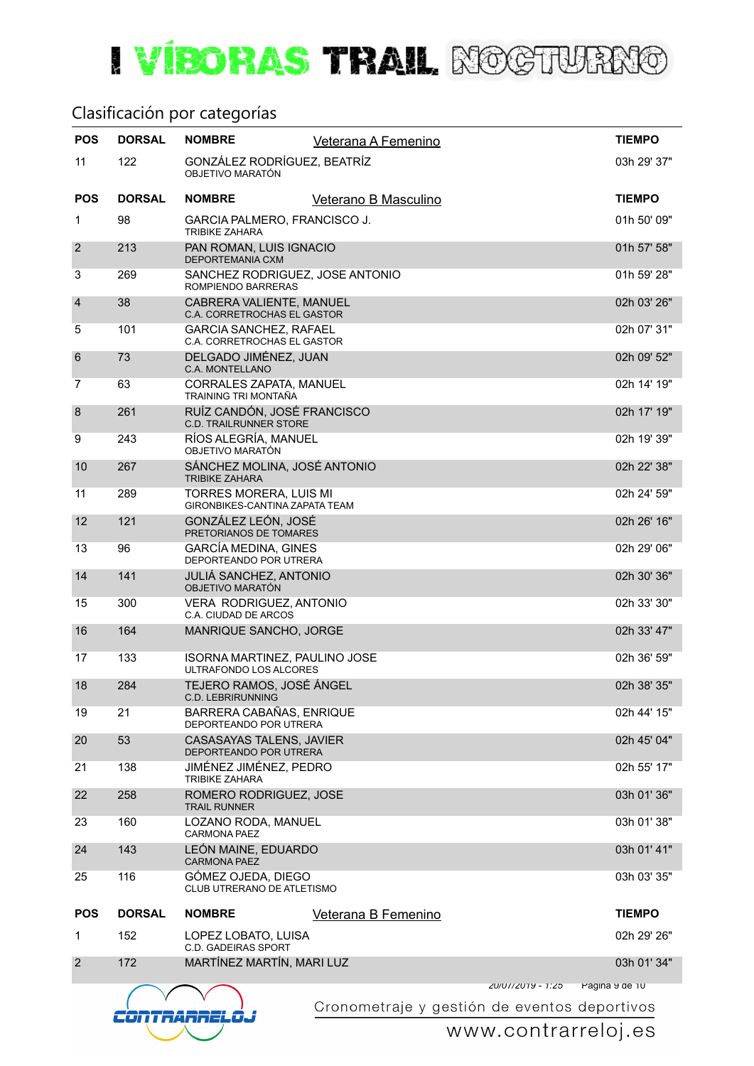# I VÍBORAS TRAIL NOCTURNO

## Clasificación por categorías

| POS | DORSAL | NOMBRE | Veterana A Femenino | TIEMPO |
|---|---|---|---|---|
| 11 | 122 | GONZÁLEZ RODRÍGUEZ, BEATRÍZ<br>OBJETIVO MARATÓN | | 03h 29' 37" |

| POS | DORSAL | NOMBRE | Veterano B Masculino | TIEMPO |
|---|---|---|---|---|
| 1 | 98 | GARCIA PALMERO, FRANCISCO J.<br>TRIBIKE ZAHARA | | 01h 50' 09" |
| 2 | 213 | PAN ROMAN, LUIS IGNACIO<br>DEPORTEMANIA CXM | | 01h 57' 58" |
| 3 | 269 | SANCHEZ RODRIGUEZ, JOSE ANTONIO<br>ROMPIENDO BARRERAS | | 01h 59' 28" |
| 4 | 38 | CABRERA VALIENTE, MANUEL<br>C.A. CORRETROCHAS EL GASTOR | | 02h 03' 26" |
| 5 | 101 | GARCIA SANCHEZ, RAFAEL<br>C.A. CORRETROCHAS EL GASTOR | | 02h 07' 31" |
| 6 | 73 | DELGADO JIMÉNEZ, JUAN<br>C.A. MONTELLANO | | 02h 09' 52" |
| 7 | 63 | CORRALES ZAPATA, MANUEL<br>TRAINING TRI MONTAÑA | | 02h 14' 19" |
| 8 | 261 | RUÍZ CANDÓN, JOSÉ FRANCISCO<br>C.D. TRAILRUNNER STORE | | 02h 17' 19" |
| 9 | 243 | RÍOS ALEGRÍA, MANUEL<br>OBJETIVO MARATÓN | | 02h 19' 39" |
| 10 | 267 | SÁNCHEZ MOLINA, JOSÉ ANTONIO<br>TRIBIKE ZAHARA | | 02h 22' 38" |
| 11 | 289 | TORRES MORERA, LUIS MI<br>GIRONBIKES-CANTINA ZAPATA TEAM | | 02h 24' 59" |
| 12 | 121 | GONZÁLEZ LEÓN, JOSÉ<br>PRETORIANOS DE TOMARES | | 02h 26' 16" |
| 13 | 96 | GARCÍA MEDINA, GINES<br>DEPORTEANDO POR UTRERA | | 02h 29' 06" |
| 14 | 141 | JULIÁ SANCHEZ, ANTONIO<br>OBJETIVO MARATÓN | | 02h 30' 36" |
| 15 | 300 | VERA RODRIGUEZ, ANTONIO<br>C.A. CIUDAD DE ARCOS | | 02h 33' 30" |
| 16 | 164 | MANRIQUE SANCHO, JORGE | | 02h 33' 47" |
| 17 | 133 | ISORNA MARTINEZ, PAULINO JOSE<br>ULTRAFONDO LOS ALCORES | | 02h 36' 59" |
| 18 | 284 | TEJERO RAMOS, JOSÉ ÁNGEL<br>C.D. LEBRIRUNNING | | 02h 38' 35" |
| 19 | 21 | BARRERA CABAÑAS, ENRIQUE<br>DEPORTEANDO POR UTRERA | | 02h 44' 15" |
| 20 | 53 | CASASAYAS TALENS, JAVIER<br>DEPORTEANDO POR UTRERA | | 02h 45' 04" |
| 21 | 138 | JIMÉNEZ JIMÉNEZ, PEDRO<br>TRIBIKE ZAHARA | | 02h 55' 17" |
| 22 | 258 | ROMERO RODRIGUEZ, JOSE<br>TRAIL RUNNER | | 03h 01' 36" |
| 23 | 160 | LOZANO RODA, MANUEL<br>CARMONA PAEZ | | 03h 01' 38" |
| 24 | 143 | LEÓN MAINE, EDUARDO<br>CARMONA PAEZ | | 03h 01' 41" |
| 25 | 116 | GÓMEZ OJEDA, DIEGO<br>CLUB UTRERANO DE ATLETISMO | | 03h 03' 35" |

| POS | DORSAL | NOMBRE | Veterana B Femenino | TIEMPO |
|---|---|---|---|---|
| 1 | 152 | LOPEZ LOBATO, LUISA<br>C.D. GADEIRAS SPORT | | 02h 29' 26" |
| 2 | 172 | MARTÍNEZ MARTÍN, MARI LUZ | | 03h 01' 34" |

20/07/2019 - 1:25

Cronometraje y gestión de eventos deportivos

www.contrarreloj.es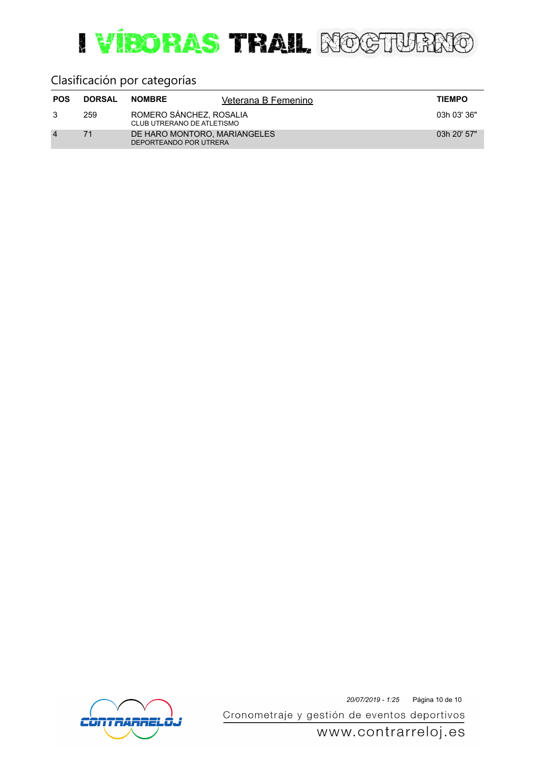# I VÍBORAS TRAIL NOCTURNO

## Clasificación por categorías

| POS | DORSAL | NOMBRE | TIEMPO |
|---|---|---|---|
| | | Veterana B Femenino | |
| 3 | 259 | ROMERO SÁNCHEZ, ROSALIA<br>CLUB UTRERANO DE ATLETISMO | 03h 03' 36" |
| 4 | 71 | DE HARO MONTORO, MARIANGELES<br>DEPORTEANDO POR UTRERA | 03h 20' 57" |

*20/07/2019 - 1:25*

Cronometraje y gestión de eventos deportivos

www.contrarreloj.es